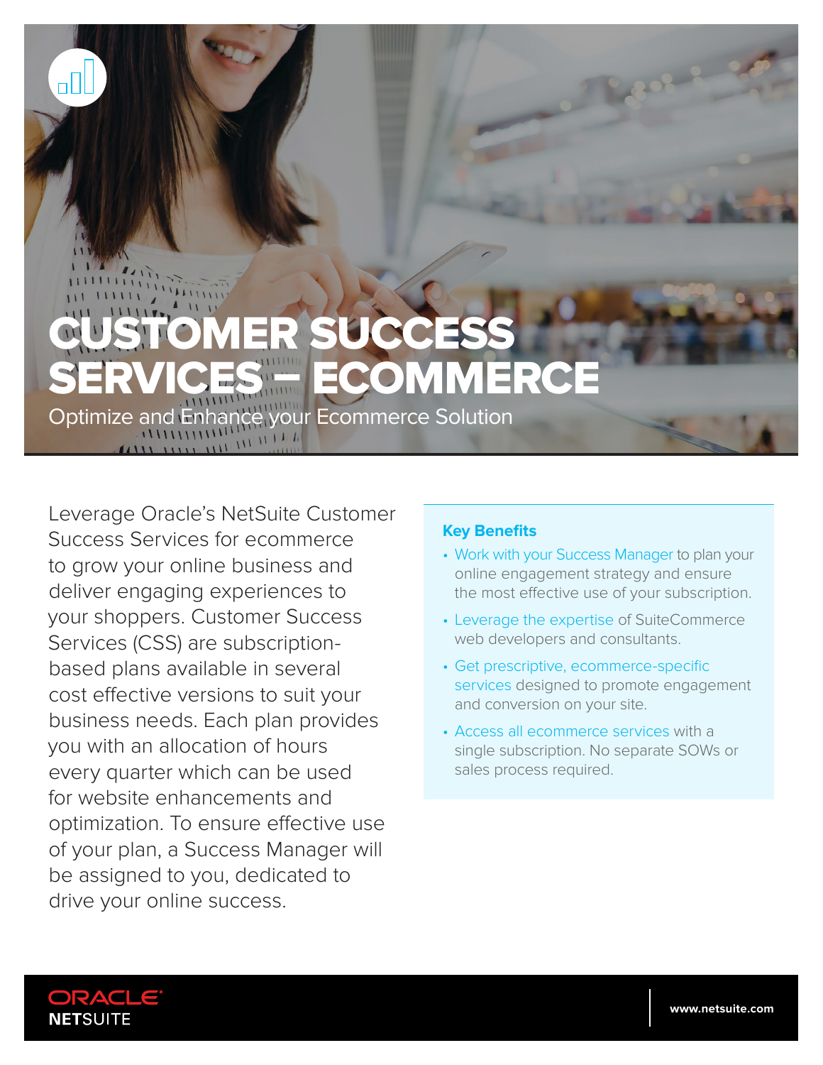# CUSTOMER SUCCESS SERVICES – ECOMMERCE

Optimize and Enhance your Ecommerce Solution

Leverage Oracle's NetSuite Customer Success Services for ecommerce to grow your online business and deliver engaging experiences to your shoppers. Customer Success Services (CSS) are subscription-based plans available in several cost effective versions to suit your business needs. Each plan provides you with an allocation of hours every quarter which can be used for website enhancements and optimization. To ensure effective use of your plan, a Success Manager will be assigned to you, dedicated to drive your online success.

### Key Benefits

- Work with your Success Manager to plan your online engagement strategy and ensure the most effective use of your subscription.
- Leverage the expertise of SuiteCommerce web developers and consultants.
- Get prescriptive, ecommerce-specific services designed to promote engagement and conversion on your site.
- Access all ecommerce services with a single subscription. No separate SOWs or sales process required.

ORACLE NETSUITE

www.netsuite.com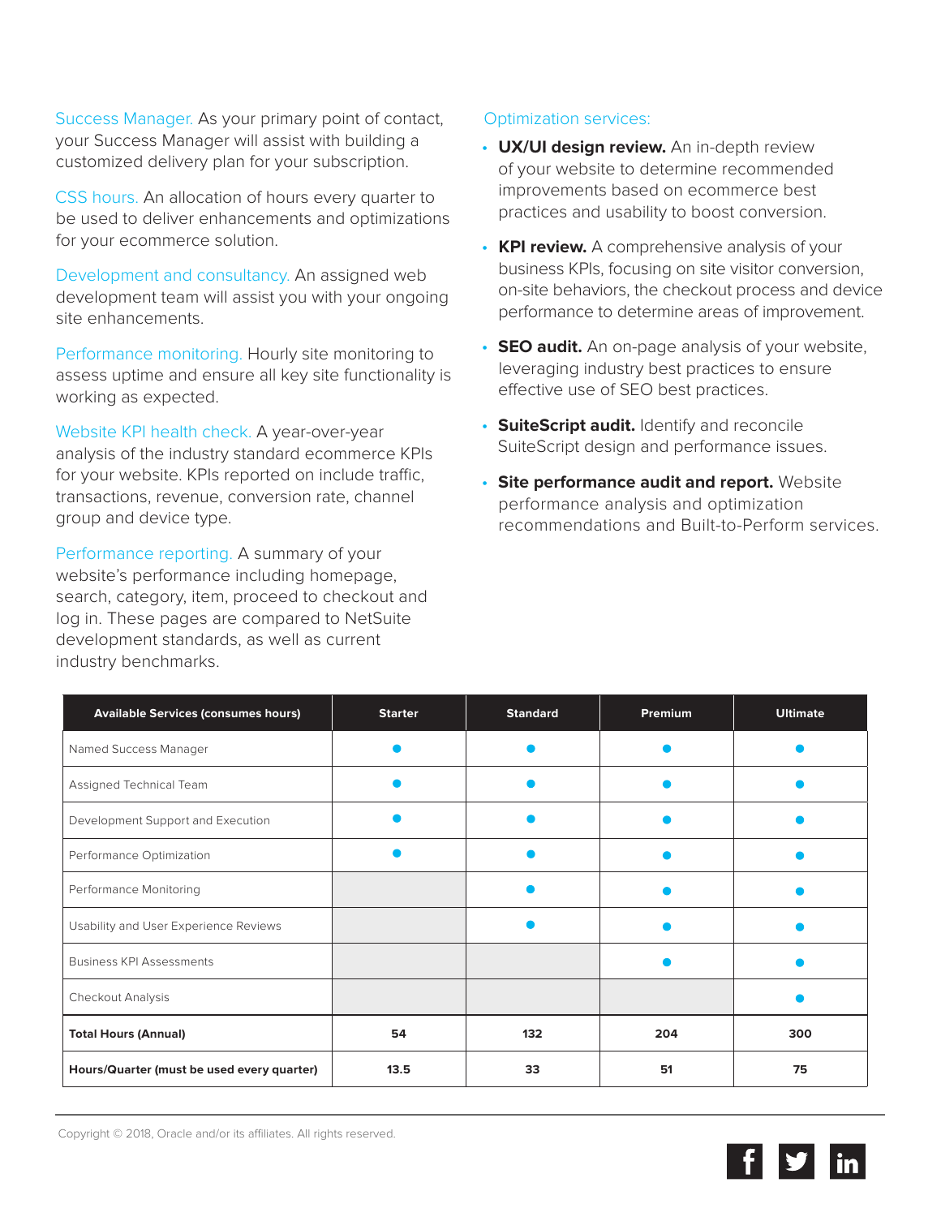Success Manager. As your primary point of contact, your Success Manager will assist with building a customized delivery plan for your subscription.

CSS hours. An allocation of hours every quarter to be used to deliver enhancements and optimizations for your ecommerce solution.

Development and consultancy. An assigned web development team will assist you with your ongoing site enhancements.

Performance monitoring. Hourly site monitoring to assess uptime and ensure all key site functionality is working as expected.

Website KPI health check. A year-over-year analysis of the industry standard ecommerce KPIs for your website. KPIs reported on include traffic, transactions, revenue, conversion rate, channel group and device type.

Performance reporting. A summary of your website's performance including homepage, search, category, item, proceed to checkout and log in. These pages are compared to NetSuite development standards, as well as current industry benchmarks.

Optimization services:

- **UX/UI design review.** An in-depth review of your website to determine recommended improvements based on ecommerce best practices and usability to boost conversion.
- **KPI review.** A comprehensive analysis of your business KPIs, focusing on site visitor conversion, on-site behaviors, the checkout process and device performance to determine areas of improvement.
- **SEO audit.** An on-page analysis of your website, leveraging industry best practices to ensure effective use of SEO best practices.
- **SuiteScript audit.** Identify and reconcile SuiteScript design and performance issues.
- **Site performance audit and report.** Website performance analysis and optimization recommendations and Built-to-Perform services.

| Available Services (consumes hours) | Starter | Standard | Premium | Ultimate |
|---|---|---|---|---|
| Named Success Manager | ● | ● | ● | ● |
| Assigned Technical Team | ● | ● | ● | ● |
| Development Support and Execution | ● | ● | ● | ● |
| Performance Optimization | ● | ● | ● | ● |
| Performance Monitoring | | ● | ● | ● |
| Usability and User Experience Reviews | | ● | ● | ● |
| Business KPI Assessments | | | ● | ● |
| Checkout Analysis | | | | ● |
| **Total Hours (Annual)** | **54** | **132** | **204** | **300** |
| **Hours/Quarter (must be used every quarter)** | **13.5** | **33** | **51** | **75** |

Copyright © 2018, Oracle and/or its affiliates. All rights reserved.